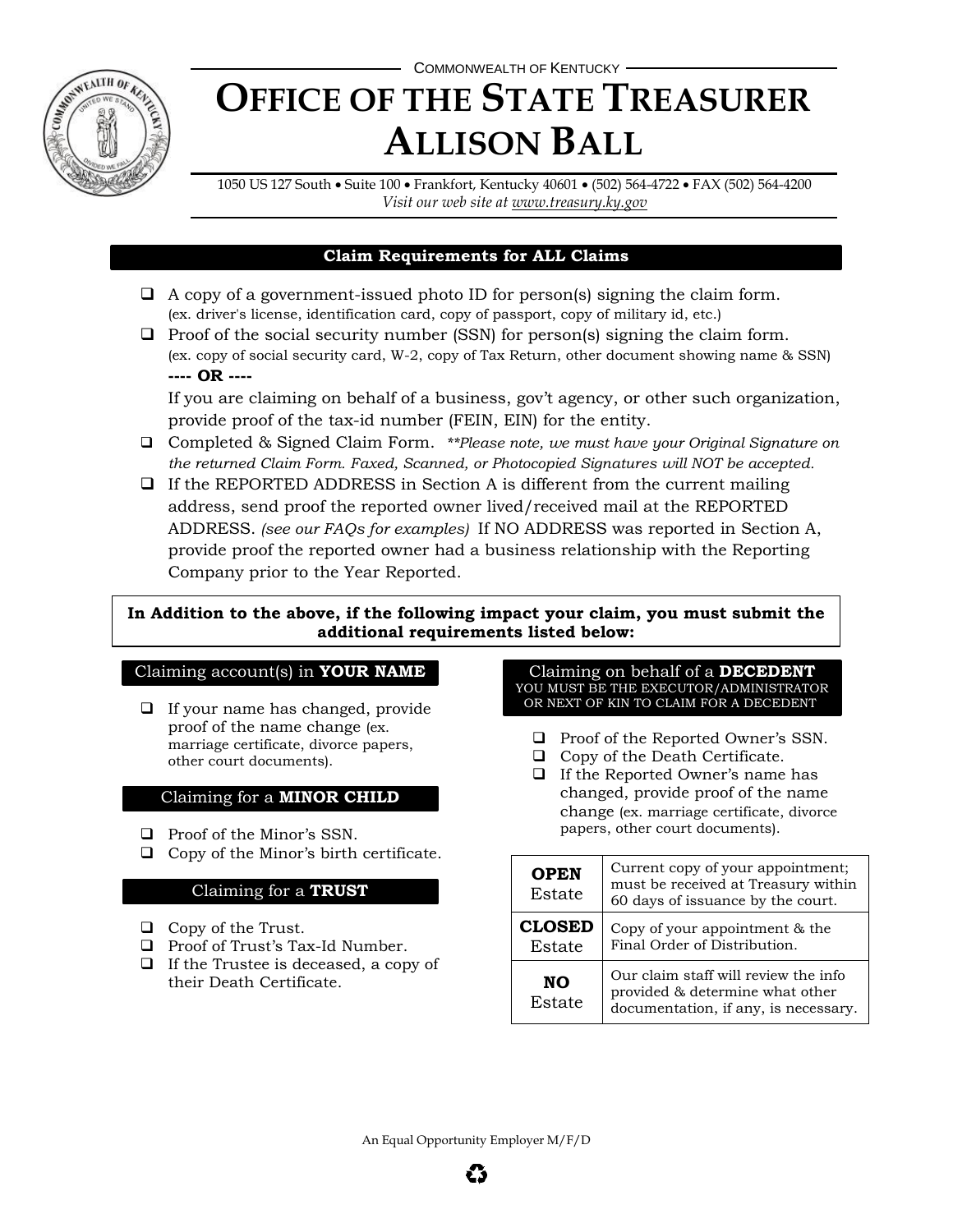COMMONWEALTH OF KENTUCKY

# OFFICE OF THE STATE TREASURER ALLISON BALL

1050 US 127 South • Suite 100 • Frankfort, Kentucky 40601 • (502) 564-4722 • FAX (502) 564-4200
*Visit our web site at www.treasury.ky.gov*

## Claim Requirements for ALL Claims

- ❑ A copy of a government-issued photo ID for person(s) signing the claim form. (ex. driver's license, identification card, copy of passport, copy of military id, etc.)
- ❑ Proof of the social security number (SSN) for person(s) signing the claim form. (ex. copy of social security card, W-2, copy of Tax Return, other document showing name & SSN)

  **---- OR ----**

  If you are claiming on behalf of a business, gov't agency, or other such organization, provide proof of the tax-id number (FEIN, EIN) for the entity.
- ❑ Completed & Signed Claim Form. ***Please note, we must have your Original Signature on the returned Claim Form. Faxed, Scanned, or Photocopied Signatures will NOT be accepted.*
- ❑ If the REPORTED ADDRESS in Section A is different from the current mailing address, send proof the reported owner lived/received mail at the REPORTED ADDRESS. *(see our FAQs for examples)* If NO ADDRESS was reported in Section A, provide proof the reported owner had a business relationship with the Reporting Company prior to the Year Reported.

**In Addition to the above, if the following impact your claim, you must submit the additional requirements listed below:**

### Claiming account(s) in **YOUR NAME**

- ❑ If your name has changed, provide proof of the name change (ex. marriage certificate, divorce papers, other court documents).

### Claiming for a **MINOR CHILD**

- ❑ Proof of the Minor's SSN.
- ❑ Copy of the Minor's birth certificate.

### Claiming for a **TRUST**

- ❑ Copy of the Trust.
- ❑ Proof of Trust's Tax-Id Number.
- ❑ If the Trustee is deceased, a copy of their Death Certificate.

### Claiming on behalf of a **DECEDENT**

YOU MUST BE THE EXECUTOR/ADMINISTRATOR OR NEXT OF KIN TO CLAIM FOR A DECEDENT

- ❑ Proof of the Reported Owner's SSN.
- ❑ Copy of the Death Certificate.
- ❑ If the Reported Owner's name has changed, provide proof of the name change (ex. marriage certificate, divorce papers, other court documents).

| | |
|---|---|
| **OPEN** Estate | Current copy of your appointment; must be received at Treasury within 60 days of issuance by the court. |
| **CLOSED** Estate | Copy of your appointment & the Final Order of Distribution. |
| **NO** Estate | Our claim staff will review the info provided & determine what other documentation, if any, is necessary. |

An Equal Opportunity Employer M/F/D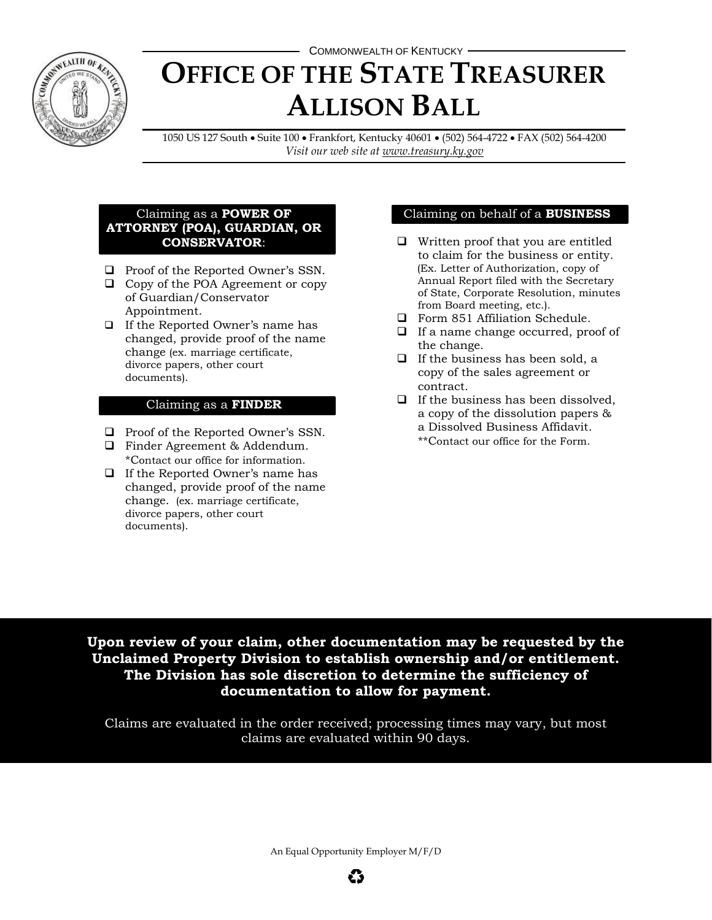COMMONWEALTH OF KENTUCKY

# OFFICE OF THE STATE TREASURER
# ALLISON BALL

1050 US 127 South • Suite 100 • Frankfort, Kentucky 40601 • (502) 564-4722 • FAX (502) 564-4200
*Visit our web site at www.treasury.ky.gov*

### Claiming as a **POWER OF ATTORNEY (POA), GUARDIAN, OR CONSERVATOR**:

- ☐ Proof of the Reported Owner's SSN.
- ☐ Copy of the POA Agreement or copy of Guardian/Conservator Appointment.
- ☐ If the Reported Owner's name has changed, provide proof of the name change (ex. marriage certificate, divorce papers, other court documents).

### Claiming as a **FINDER**

- ☐ Proof of the Reported Owner's SSN.
- ☐ Finder Agreement & Addendum. *Contact our office for information.
- ☐ If the Reported Owner's name has changed, provide proof of the name change. (ex. marriage certificate, divorce papers, other court documents).

### Claiming on behalf of a **BUSINESS**

- ☐ Written proof that you are entitled to claim for the business or entity. (Ex. Letter of Authorization, copy of Annual Report filed with the Secretary of State, Corporate Resolution, minutes from Board meeting, etc.).
- ☐ Form 851 Affiliation Schedule.
- ☐ If a name change occurred, proof of the change.
- ☐ If the business has been sold, a copy of the sales agreement or contract.
- ☐ If the business has been dissolved, a copy of the dissolution papers & a Dissolved Business Affidavit. **Contact our office for the Form.

**Upon review of your claim, other documentation may be requested by the Unclaimed Property Division to establish ownership and/or entitlement. The Division has sole discretion to determine the sufficiency of documentation to allow for payment.**

Claims are evaluated in the order received; processing times may vary, but most claims are evaluated within 90 days.

An Equal Opportunity Employer M/F/D